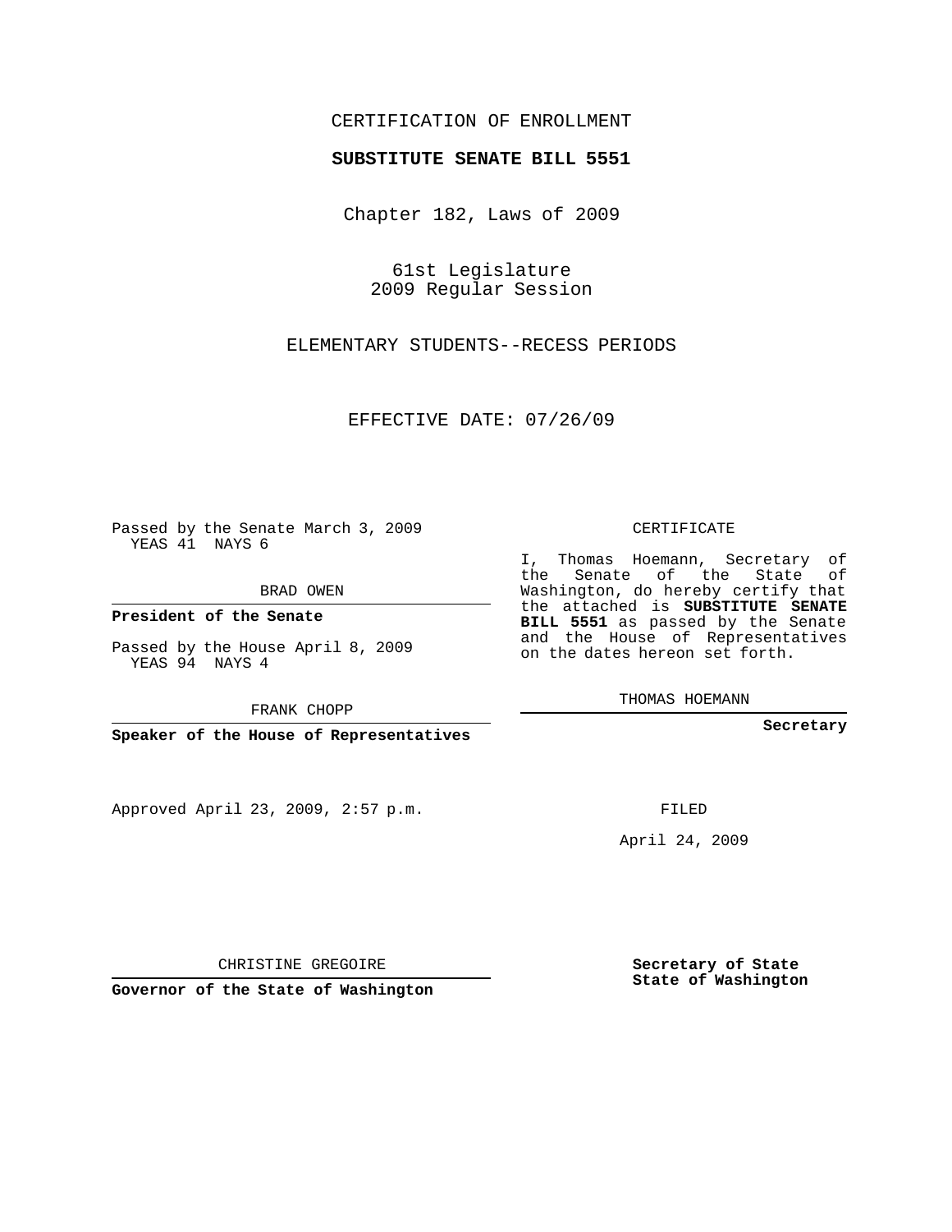CERTIFICATION OF ENROLLMENT

**SUBSTITUTE SENATE BILL 5551**

Chapter 182, Laws of 2009

61st Legislature
2009 Regular Session

ELEMENTARY STUDENTS--RECESS PERIODS

EFFECTIVE DATE: 07/26/09

Passed by the Senate March 3, 2009
YEAS 41 NAYS 6

BRAD OWEN

**President of the Senate**

Passed by the House April 8, 2009
YEAS 94 NAYS 4

FRANK CHOPP

**Speaker of the House of Representatives**

Approved April 23, 2009, 2:57 p.m.

CHRISTINE GREGOIRE

**Governor of the State of Washington**

CERTIFICATE

I, Thomas Hoemann, Secretary of the Senate of the State of Washington, do hereby certify that the attached is **SUBSTITUTE SENATE BILL 5551** as passed by the Senate and the House of Representatives on the dates hereon set forth.

THOMAS HOEMANN

**Secretary**

FILED

April 24, 2009

**Secretary of State**
**State of Washington**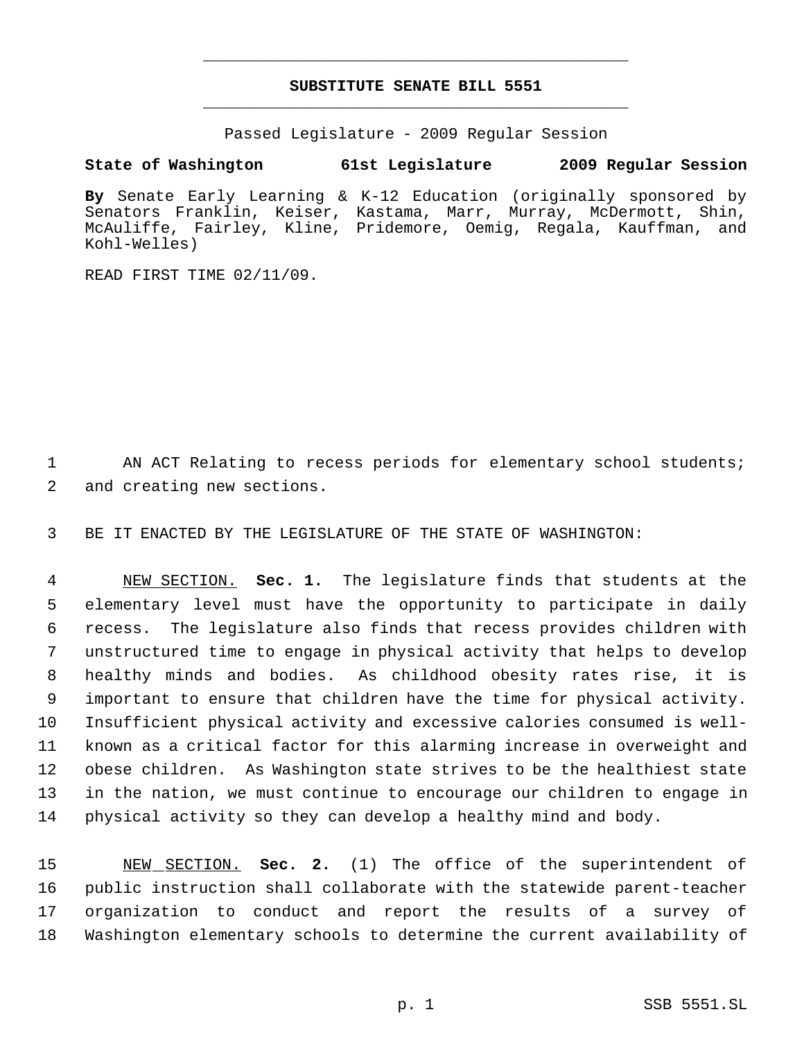**SUBSTITUTE SENATE BILL 5551**

Passed Legislature - 2009 Regular Session

**State of Washington 61st Legislature 2009 Regular Session**

**By** Senate Early Learning & K-12 Education (originally sponsored by Senators Franklin, Keiser, Kastama, Marr, Murray, McDermott, Shin, McAuliffe, Fairley, Kline, Pridemore, Oemig, Regala, Kauffman, and Kohl-Welles)

READ FIRST TIME 02/11/09.

AN ACT Relating to recess periods for elementary school students; and creating new sections.

BE IT ENACTED BY THE LEGISLATURE OF THE STATE OF WASHINGTON:

NEW SECTION. **Sec. 1.** The legislature finds that students at the elementary level must have the opportunity to participate in daily recess. The legislature also finds that recess provides children with unstructured time to engage in physical activity that helps to develop healthy minds and bodies. As childhood obesity rates rise, it is important to ensure that children have the time for physical activity. Insufficient physical activity and excessive calories consumed is well-known as a critical factor for this alarming increase in overweight and obese children. As Washington state strives to be the healthiest state in the nation, we must continue to encourage our children to engage in physical activity so they can develop a healthy mind and body.

NEW SECTION. **Sec. 2.** (1) The office of the superintendent of public instruction shall collaborate with the statewide parent-teacher organization to conduct and report the results of a survey of Washington elementary schools to determine the current availability of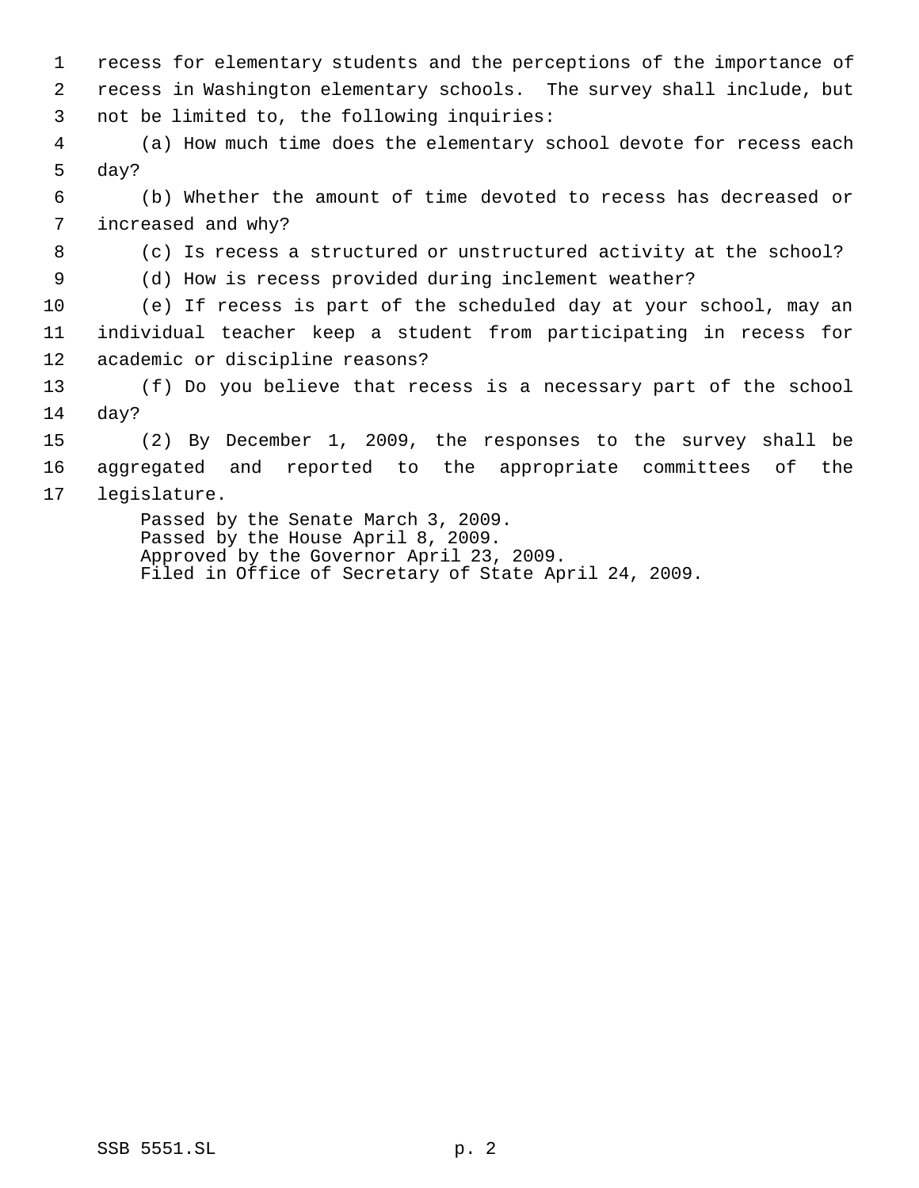recess for elementary students and the perceptions of the importance of recess in Washington elementary schools. The survey shall include, but not be limited to, the following inquiries:

(a) How much time does the elementary school devote for recess each day?

(b) Whether the amount of time devoted to recess has decreased or increased and why?

(c) Is recess a structured or unstructured activity at the school?

(d) How is recess provided during inclement weather?

(e) If recess is part of the scheduled day at your school, may an individual teacher keep a student from participating in recess for academic or discipline reasons?

(f) Do you believe that recess is a necessary part of the school day?

(2) By December 1, 2009, the responses to the survey shall be aggregated and reported to the appropriate committees of the legislature.

Passed by the Senate March 3, 2009.
Passed by the House April 8, 2009.
Approved by the Governor April 23, 2009.
Filed in Office of Secretary of State April 24, 2009.